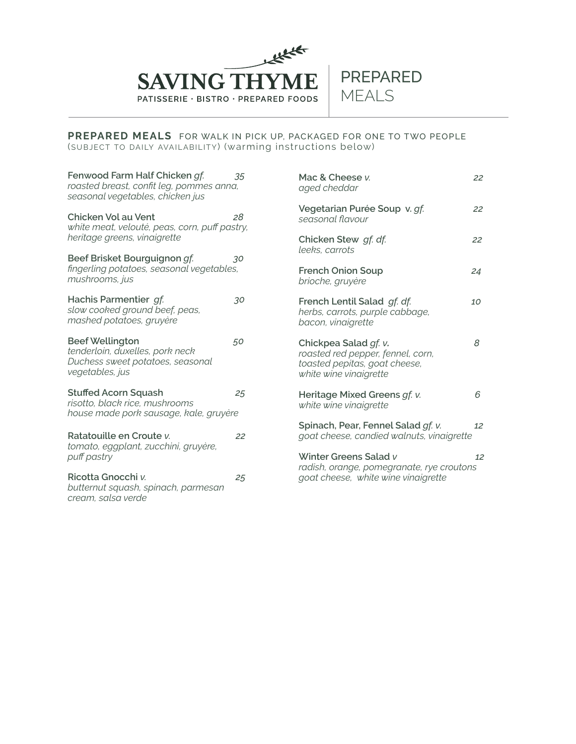# SAVING THYME

PATISSERIE · BISTRO · PREPARED FOODS

## PREPARED MEALS

**PREPARED MEALS** FOR WALK IN PICK UP, PACKAGED FOR ONE TO TWO PEOPLE (SUBJECT TO DAILY AVAILABILITY) (warming instructions below)

**Fenwood Farm Half Chicken** *gf.* — *35*
*roasted breast, confit leg, pommes anna, seasonal vegetables, chicken jus*

**Chicken Vol au Vent** — *28*
*white meat, velouté, peas, corn, puff pastry, heritage greens, vinaigrette*

**Beef Brisket Bourguignon** *gf.* — *30*
*fingerling potatoes, seasonal vegetables, mushrooms, jus*

**Hachis Parmentier** *gf.* — *30*
*slow cooked ground beef, peas, mashed potatoes, gruyère*

**Beef Wellington** — *50*
*tenderloin, duxelles, pork neck Duchess sweet potatoes, seasonal vegetables, jus*

**Stuffed Acorn Squash** — *25*
*risotto, black rice, mushrooms house made pork sausage, kale, gruyère*

**Ratatouille en Croute** *v.* — *22*
*tomato, eggplant, zucchini, gruyère, puff pastry*

**Ricotta Gnocchi** *v.* — *25*
*butternut squash, spinach, parmesan cream, salsa verde*

**Mac & Cheese** *v.* — *22*
*aged cheddar*

**Vegetarian Purée Soup** v. *gf.* — *22*
*seasonal flavour*

**Chicken Stew** *gf. df.* — *22*
*leeks, carrots*

**French Onion Soup** — *24*
*brioche, gruyère*

**French Lentil Salad** *gf. df.* — *10*
*herbs, carrots, purple cabbage, bacon, vinaigrette*

**Chickpea Salad** *gf. v.* — *8*
*roasted red pepper, fennel, corn, toasted pepitas, goat cheese, white wine vinaigrette*

**Heritage Mixed Greens** *gf. v.* — *6*
*white wine vinaigrette*

**Spinach, Pear, Fennel Salad** *gf. v.* — *12*
*goat cheese, candied walnuts, vinaigrette*

**Winter Greens Salad** *v* — *12*
*radish, orange, pomegranate, rye croutons goat cheese, white wine vinaigrette*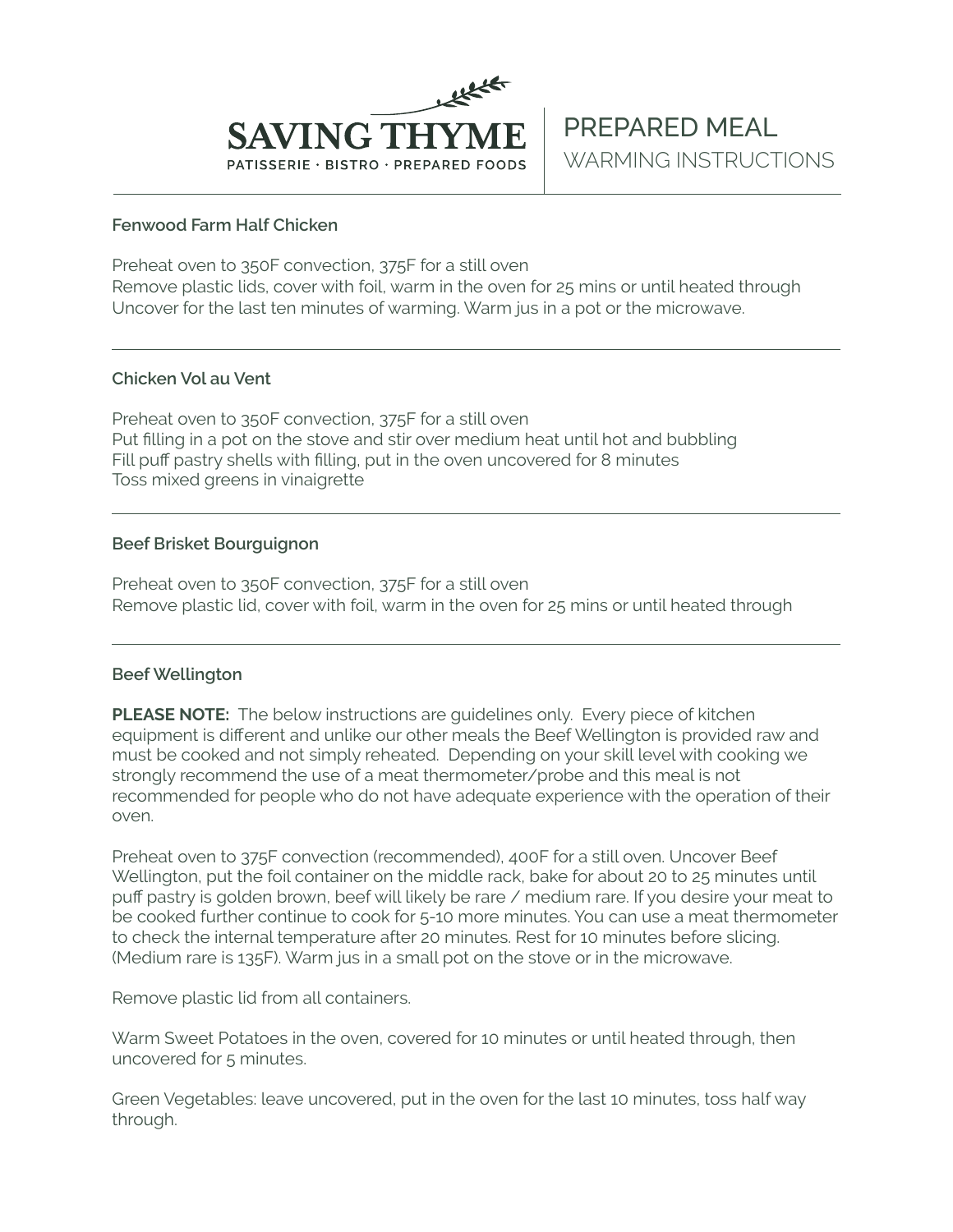# SAVING THYME

PATISSERIE · BISTRO · PREPARED FOODS

## PREPARED MEAL

WARMING INSTRUCTIONS

---

### Fenwood Farm Half Chicken

Preheat oven to 350F convection, 375F for a still oven
Remove plastic lids, cover with foil, warm in the oven for 25 mins or until heated through
Uncover for the last ten minutes of warming. Warm jus in a pot or the microwave.

---

### Chicken Vol au Vent

Preheat oven to 350F convection, 375F for a still oven
Put filling in a pot on the stove and stir over medium heat until hot and bubbling
Fill puff pastry shells with filling, put in the oven uncovered for 8 minutes
Toss mixed greens in vinaigrette

---

### Beef Brisket Bourguignon

Preheat oven to 350F convection, 375F for a still oven
Remove plastic lid, cover with foil, warm in the oven for 25 mins or until heated through

---

### Beef Wellington

**PLEASE NOTE:** The below instructions are guidelines only. Every piece of kitchen equipment is different and unlike our other meals the Beef Wellington is provided raw and must be cooked and not simply reheated. Depending on your skill level with cooking we strongly recommend the use of a meat thermometer/probe and this meal is not recommended for people who do not have adequate experience with the operation of their oven.

Preheat oven to 375F convection (recommended), 400F for a still oven. Uncover Beef Wellington, put the foil container on the middle rack, bake for about 20 to 25 minutes until puff pastry is golden brown, beef will likely be rare / medium rare. If you desire your meat to be cooked further continue to cook for 5-10 more minutes. You can use a meat thermometer to check the internal temperature after 20 minutes. Rest for 10 minutes before slicing. (Medium rare is 135F). Warm jus in a small pot on the stove or in the microwave.

Remove plastic lid from all containers.

Warm Sweet Potatoes in the oven, covered for 10 minutes or until heated through, then uncovered for 5 minutes.

Green Vegetables: leave uncovered, put in the oven for the last 10 minutes, toss half way through.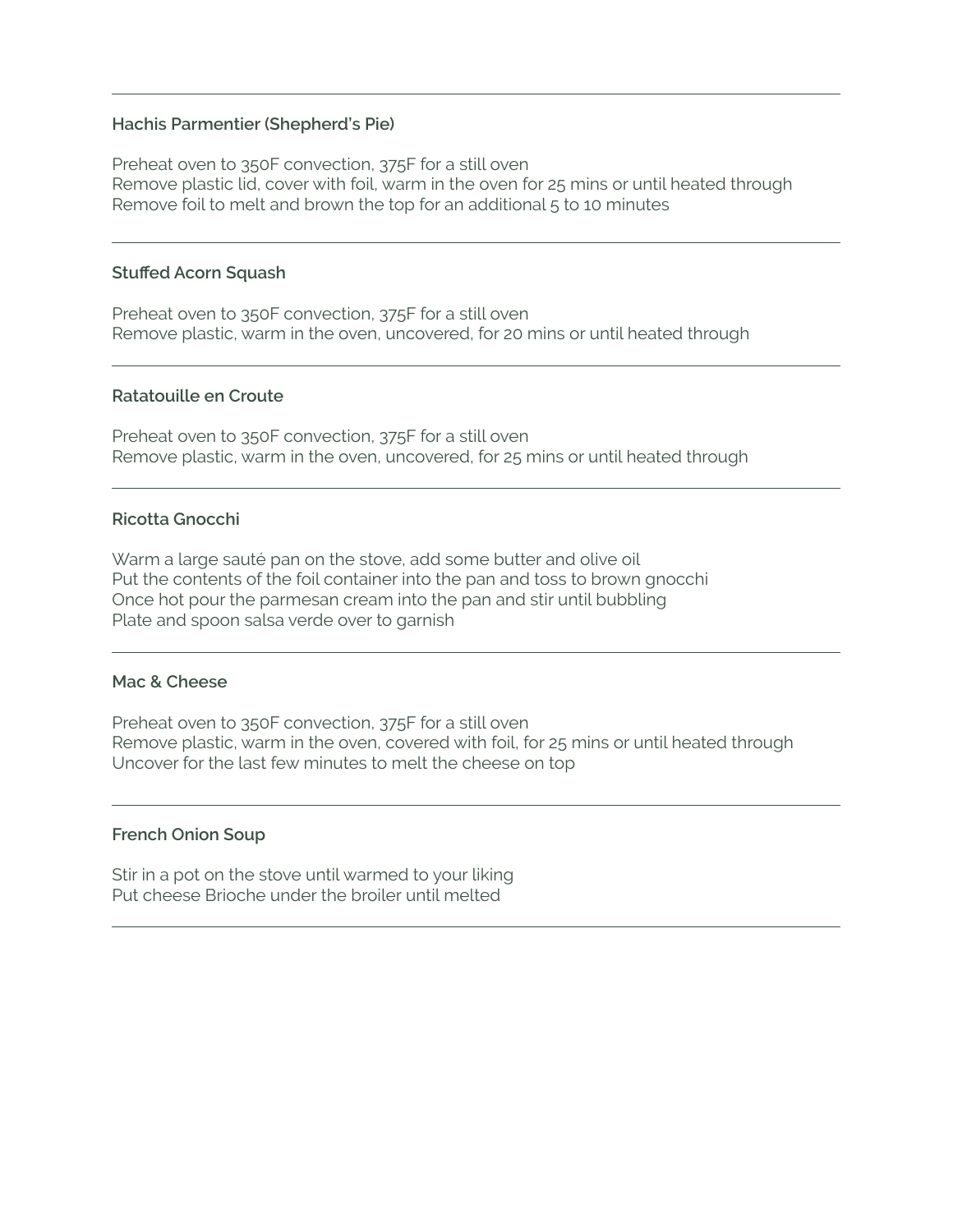---

### Hachis Parmentier (Shepherd's Pie)

Preheat oven to 350F convection, 375F for a still oven
Remove plastic lid, cover with foil, warm in the oven for 25 mins or until heated through
Remove foil to melt and brown the top for an additional 5 to 10 minutes

---

### Stuffed Acorn Squash

Preheat oven to 350F convection, 375F for a still oven
Remove plastic, warm in the oven, uncovered, for 20 mins or until heated through

---

### Ratatouille en Croute

Preheat oven to 350F convection, 375F for a still oven
Remove plastic, warm in the oven, uncovered, for 25 mins or until heated through

---

### Ricotta Gnocchi

Warm a large sauté pan on the stove, add some butter and olive oil
Put the contents of the foil container into the pan and toss to brown gnocchi
Once hot pour the parmesan cream into the pan and stir until bubbling
Plate and spoon salsa verde over to garnish

---

### Mac & Cheese

Preheat oven to 350F convection, 375F for a still oven
Remove plastic, warm in the oven, covered with foil, for 25 mins or until heated through
Uncover for the last few minutes to melt the cheese on top

---

### French Onion Soup

Stir in a pot on the stove until warmed to your liking
Put cheese Brioche under the broiler until melted

---